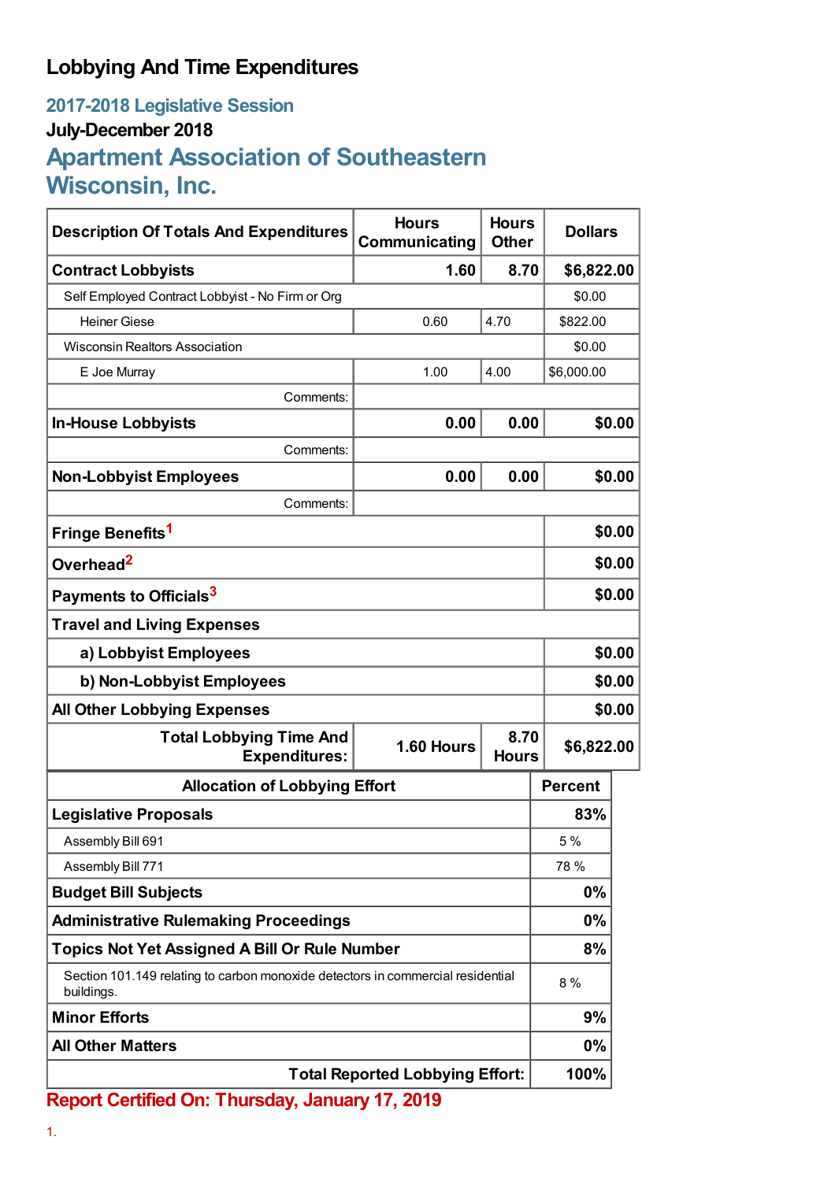# Lobbying And Time Expenditures

## 2017-2018 Legislative Session

### July-December 2018

## Apartment Association of Southeastern Wisconsin, Inc.

| Description Of Totals And Expenditures | Hours Communicating | Hours Other | Dollars |
|---|---|---|---|
| **Contract Lobbyists** | **1.60** | **8.70** | **$6,822.00** |
| Self Employed Contract Lobbyist - No Firm or Org | | | $0.00 |
| Heiner Giese | 0.60 | 4.70 | $822.00 |
| Wisconsin Realtors Association | | | $0.00 |
| E Joe Murray | 1.00 | 4.00 | $6,000.00 |
| Comments: | | | |
| **In-House Lobbyists** | **0.00** | **0.00** | **$0.00** |
| Comments: | | | |
| **Non-Lobbyist Employees** | **0.00** | **0.00** | **$0.00** |
| Comments: | | | |
| **Fringe Benefits**[1] | | | **$0.00** |
| **Overhead**[2] | | | **$0.00** |
| **Payments to Officials**[3] | | | **$0.00** |
| **Travel and Living Expenses** | | | |
| **a) Lobbyist Employees** | | | **$0.00** |
| **b) Non-Lobbyist Employees** | | | **$0.00** |
| **All Other Lobbying Expenses** | | | **$0.00** |
| **Total Lobbying Time And Expenditures:** | **1.60 Hours** | **8.70 Hours** | **$6,822.00** |

| Allocation of Lobbying Effort | Percent |
|---|---|
| **Legislative Proposals** | **83%** |
| Assembly Bill 691 | 5 % |
| Assembly Bill 771 | 78 % |
| **Budget Bill Subjects** | **0%** |
| **Administrative Rulemaking Proceedings** | **0%** |
| **Topics Not Yet Assigned A Bill Or Rule Number** | **8%** |
| Section 101.149 relating to carbon monoxide detectors in commercial residential buildings. | 8 % |
| **Minor Efforts** | **9%** |
| **All Other Matters** | **0%** |
| **Total Reported Lobbying Effort:** | **100%** |

**Report Certified On: Thursday, January 17, 2019**

1.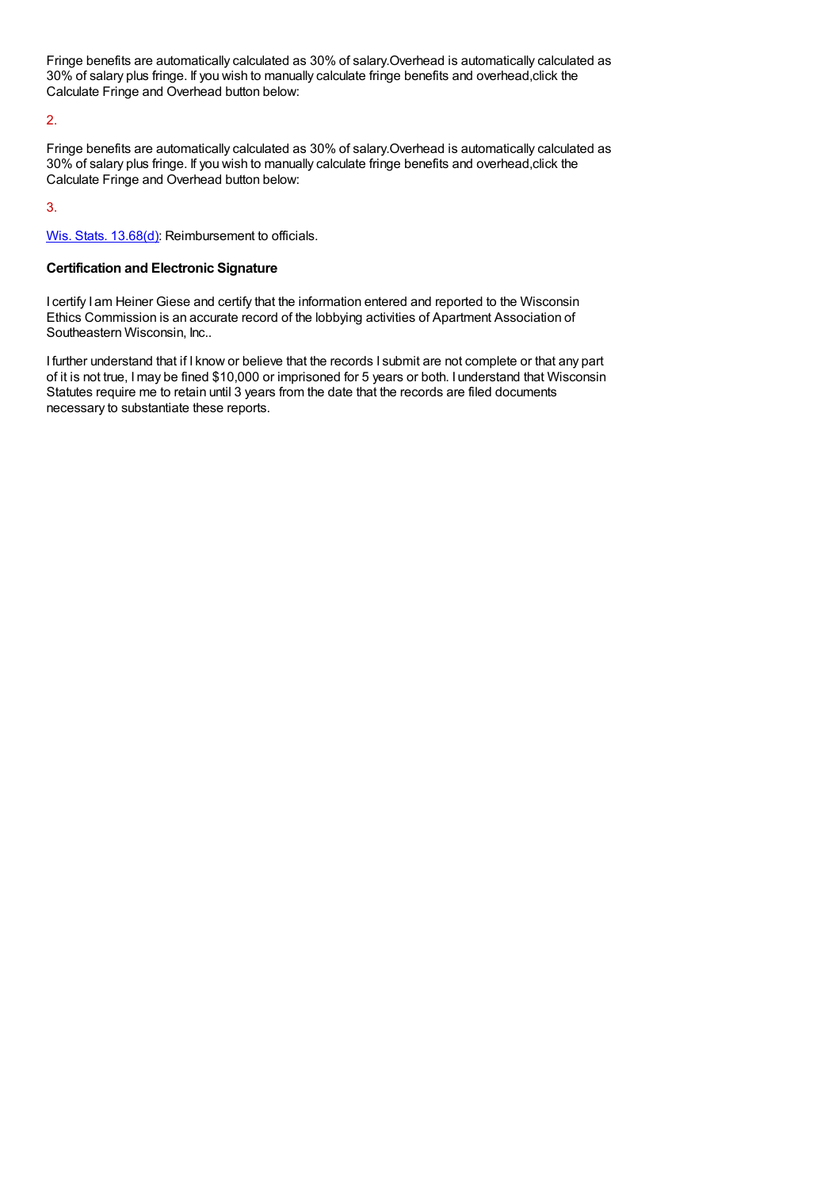Fringe benefits are automatically calculated as 30% of salary.Overhead is automatically calculated as 30% of salary plus fringe. If you wish to manually calculate fringe benefits and overhead,click the Calculate Fringe and Overhead button below:

2.

Fringe benefits are automatically calculated as 30% of salary.Overhead is automatically calculated as 30% of salary plus fringe. If you wish to manually calculate fringe benefits and overhead,click the Calculate Fringe and Overhead button below:

3.

Wis. Stats. 13.68(d): Reimbursement to officials.

**Certification and Electronic Signature**

I certify I am Heiner Giese and certify that the information entered and reported to the Wisconsin Ethics Commission is an accurate record of the lobbying activities of Apartment Association of Southeastern Wisconsin, Inc..

I further understand that if I know or believe that the records I submit are not complete or that any part of it is not true, I may be fined $10,000 or imprisoned for 5 years or both. I understand that Wisconsin Statutes require me to retain until 3 years from the date that the records are filed documents necessary to substantiate these reports.